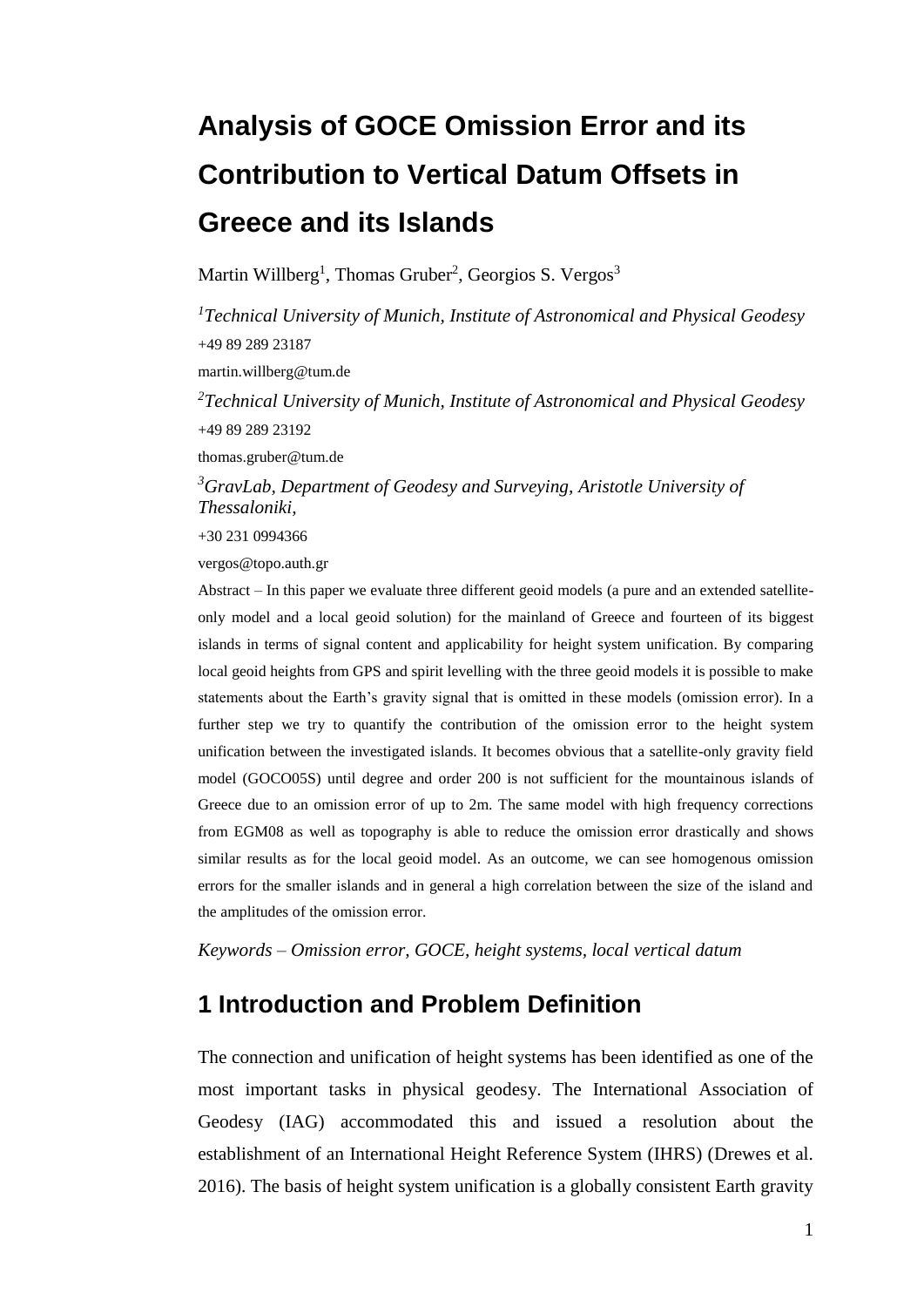# Analysis of GOCE Omission Error and its Contribution to Vertical Datum Offsets in Greece and its Islands

Martin Willberg[1], Thomas Gruber[2], Georgios S. Vergos[3]

*[1]Technical University of Munich, Institute of Astronomical and Physical Geodesy*
+49 89 289 23187
martin.willberg@tum.de

*[2]Technical University of Munich, Institute of Astronomical and Physical Geodesy*
+49 89 289 23192
thomas.gruber@tum.de

*[3]GravLab, Department of Geodesy and Surveying, Aristotle University of Thessaloniki,*
+30 231 0994366
vergos@topo.auth.gr

Abstract – In this paper we evaluate three different geoid models (a pure and an extended satellite-only model and a local geoid solution) for the mainland of Greece and fourteen of its biggest islands in terms of signal content and applicability for height system unification. By comparing local geoid heights from GPS and spirit levelling with the three geoid models it is possible to make statements about the Earth's gravity signal that is omitted in these models (omission error). In a further step we try to quantify the contribution of the omission error to the height system unification between the investigated islands. It becomes obvious that a satellite-only gravity field model (GOCO05S) until degree and order 200 is not sufficient for the mountainous islands of Greece due to an omission error of up to 2m. The same model with high frequency corrections from EGM08 as well as topography is able to reduce the omission error drastically and shows similar results as for the local geoid model. As an outcome, we can see homogenous omission errors for the smaller islands and in general a high correlation between the size of the island and the amplitudes of the omission error.

*Keywords – Omission error, GOCE, height systems, local vertical datum*

## 1 Introduction and Problem Definition

The connection and unification of height systems has been identified as one of the most important tasks in physical geodesy. The International Association of Geodesy (IAG) accommodated this and issued a resolution about the establishment of an International Height Reference System (IHRS) (Drewes et al. 2016). The basis of height system unification is a globally consistent Earth gravity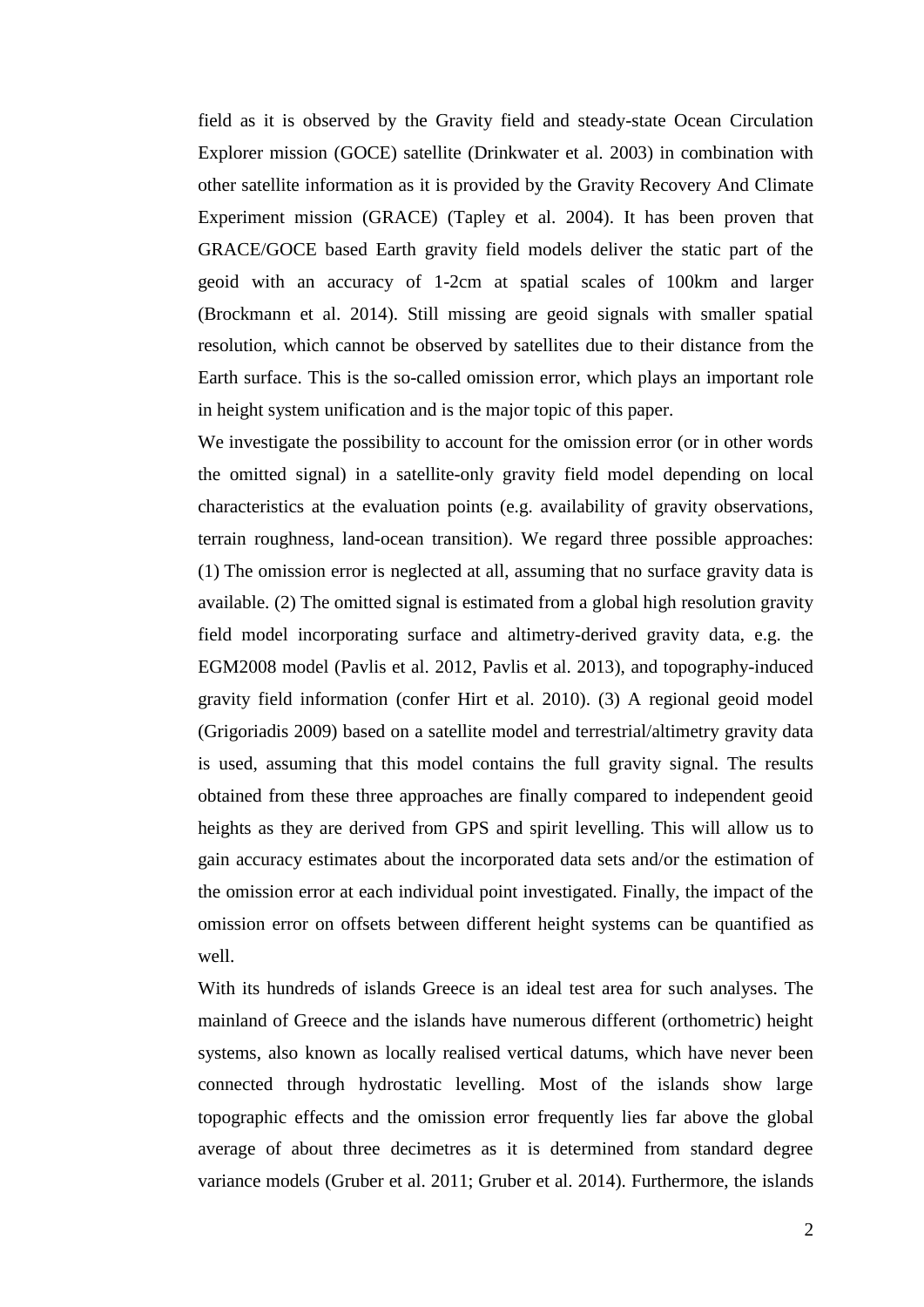field as it is observed by the Gravity field and steady-state Ocean Circulation Explorer mission (GOCE) satellite (Drinkwater et al. 2003) in combination with other satellite information as it is provided by the Gravity Recovery And Climate Experiment mission (GRACE) (Tapley et al. 2004). It has been proven that GRACE/GOCE based Earth gravity field models deliver the static part of the geoid with an accuracy of 1-2cm at spatial scales of 100km and larger (Brockmann et al. 2014). Still missing are geoid signals with smaller spatial resolution, which cannot be observed by satellites due to their distance from the Earth surface. This is the so-called omission error, which plays an important role in height system unification and is the major topic of this paper.

We investigate the possibility to account for the omission error (or in other words the omitted signal) in a satellite-only gravity field model depending on local characteristics at the evaluation points (e.g. availability of gravity observations, terrain roughness, land-ocean transition). We regard three possible approaches: (1) The omission error is neglected at all, assuming that no surface gravity data is available. (2) The omitted signal is estimated from a global high resolution gravity field model incorporating surface and altimetry-derived gravity data, e.g. the EGM2008 model (Pavlis et al. 2012, Pavlis et al. 2013), and topography-induced gravity field information (confer Hirt et al. 2010). (3) A regional geoid model (Grigoriadis 2009) based on a satellite model and terrestrial/altimetry gravity data is used, assuming that this model contains the full gravity signal. The results obtained from these three approaches are finally compared to independent geoid heights as they are derived from GPS and spirit levelling. This will allow us to gain accuracy estimates about the incorporated data sets and/or the estimation of the omission error at each individual point investigated. Finally, the impact of the omission error on offsets between different height systems can be quantified as well.

With its hundreds of islands Greece is an ideal test area for such analyses. The mainland of Greece and the islands have numerous different (orthometric) height systems, also known as locally realised vertical datums, which have never been connected through hydrostatic levelling. Most of the islands show large topographic effects and the omission error frequently lies far above the global average of about three decimetres as it is determined from standard degree variance models (Gruber et al. 2011; Gruber et al. 2014). Furthermore, the islands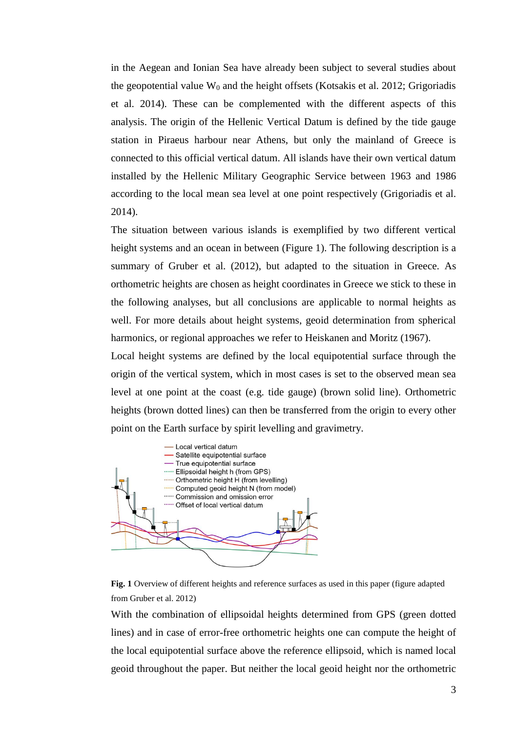in the Aegean and Ionian Sea have already been subject to several studies about the geopotential value $W_0$ and the height offsets (Kotsakis et al. 2012; Grigoriadis et al. 2014). These can be complemented with the different aspects of this analysis. The origin of the Hellenic Vertical Datum is defined by the tide gauge station in Piraeus harbour near Athens, but only the mainland of Greece is connected to this official vertical datum. All islands have their own vertical datum installed by the Hellenic Military Geographic Service between 1963 and 1986 according to the local mean sea level at one point respectively (Grigoriadis et al. 2014).

The situation between various islands is exemplified by two different vertical height systems and an ocean in between (Figure 1). The following description is a summary of Gruber et al. (2012), but adapted to the situation in Greece. As orthometric heights are chosen as height coordinates in Greece we stick to these in the following analyses, but all conclusions are applicable to normal heights as well. For more details about height systems, geoid determination from spherical harmonics, or regional approaches we refer to Heiskanen and Moritz (1967).

Local height systems are defined by the local equipotential surface through the origin of the vertical system, which in most cases is set to the observed mean sea level at one point at the coast (e.g. tide gauge) (brown solid line). Orthometric heights (brown dotted lines) can then be transferred from the origin to every other point on the Earth surface by spirit levelling and gravimetry.

**Fig. 1** Overview of different heights and reference surfaces as used in this paper (figure adapted from Gruber et al. 2012)

With the combination of ellipsoidal heights determined from GPS (green dotted lines) and in case of error-free orthometric heights one can compute the height of the local equipotential surface above the reference ellipsoid, which is named local geoid throughout the paper. But neither the local geoid height nor the orthometric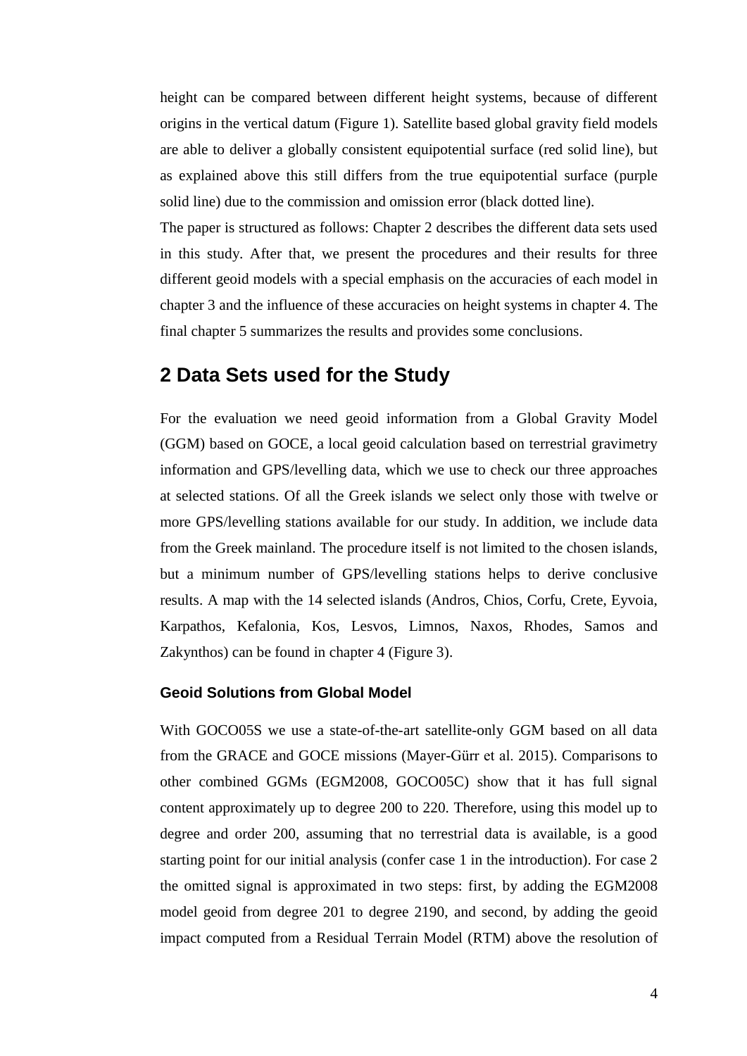height can be compared between different height systems, because of different origins in the vertical datum (Figure 1). Satellite based global gravity field models are able to deliver a globally consistent equipotential surface (red solid line), but as explained above this still differs from the true equipotential surface (purple solid line) due to the commission and omission error (black dotted line).

The paper is structured as follows: Chapter 2 describes the different data sets used in this study. After that, we present the procedures and their results for three different geoid models with a special emphasis on the accuracies of each model in chapter 3 and the influence of these accuracies on height systems in chapter 4. The final chapter 5 summarizes the results and provides some conclusions.

## 2 Data Sets used for the Study

For the evaluation we need geoid information from a Global Gravity Model (GGM) based on GOCE, a local geoid calculation based on terrestrial gravimetry information and GPS/levelling data, which we use to check our three approaches at selected stations. Of all the Greek islands we select only those with twelve or more GPS/levelling stations available for our study. In addition, we include data from the Greek mainland. The procedure itself is not limited to the chosen islands, but a minimum number of GPS/levelling stations helps to derive conclusive results. A map with the 14 selected islands (Andros, Chios, Corfu, Crete, Eyvoia, Karpathos, Kefalonia, Kos, Lesvos, Limnos, Naxos, Rhodes, Samos and Zakynthos) can be found in chapter 4 (Figure 3).

### Geoid Solutions from Global Model

With GOCO05S we use a state-of-the-art satellite-only GGM based on all data from the GRACE and GOCE missions (Mayer-Gürr et al. 2015). Comparisons to other combined GGMs (EGM2008, GOCO05C) show that it has full signal content approximately up to degree 200 to 220. Therefore, using this model up to degree and order 200, assuming that no terrestrial data is available, is a good starting point for our initial analysis (confer case 1 in the introduction). For case 2 the omitted signal is approximated in two steps: first, by adding the EGM2008 model geoid from degree 201 to degree 2190, and second, by adding the geoid impact computed from a Residual Terrain Model (RTM) above the resolution of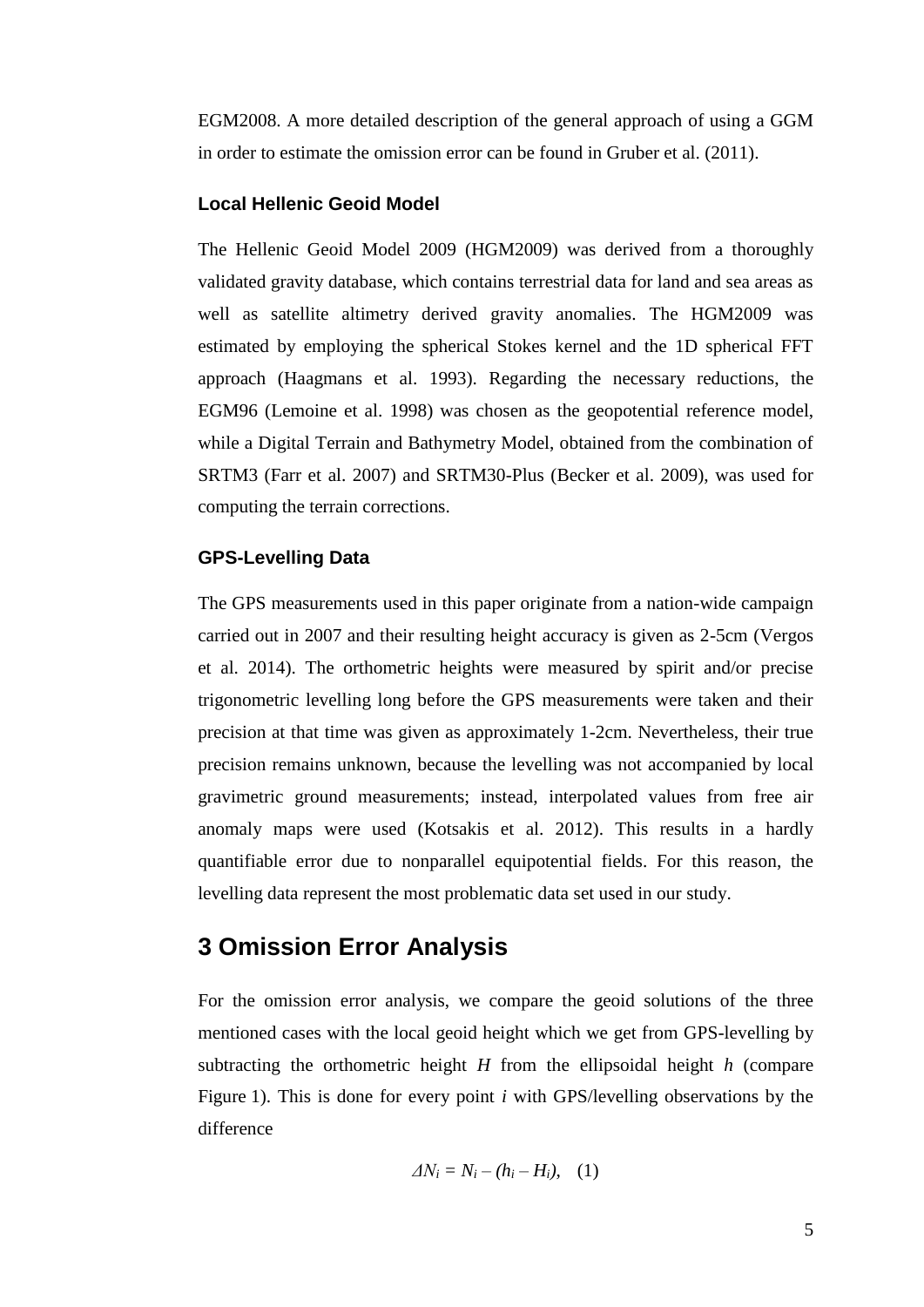EGM2008. A more detailed description of the general approach of using a GGM in order to estimate the omission error can be found in Gruber et al. (2011).

### Local Hellenic Geoid Model

The Hellenic Geoid Model 2009 (HGM2009) was derived from a thoroughly validated gravity database, which contains terrestrial data for land and sea areas as well as satellite altimetry derived gravity anomalies. The HGM2009 was estimated by employing the spherical Stokes kernel and the 1D spherical FFT approach (Haagmans et al. 1993). Regarding the necessary reductions, the EGM96 (Lemoine et al. 1998) was chosen as the geopotential reference model, while a Digital Terrain and Bathymetry Model, obtained from the combination of SRTM3 (Farr et al. 2007) and SRTM30-Plus (Becker et al. 2009), was used for computing the terrain corrections.

### GPS-Levelling Data

The GPS measurements used in this paper originate from a nation-wide campaign carried out in 2007 and their resulting height accuracy is given as 2-5cm (Vergos et al. 2014). The orthometric heights were measured by spirit and/or precise trigonometric levelling long before the GPS measurements were taken and their precision at that time was given as approximately 1-2cm. Nevertheless, their true precision remains unknown, because the levelling was not accompanied by local gravimetric ground measurements; instead, interpolated values from free air anomaly maps were used (Kotsakis et al. 2012). This results in a hardly quantifiable error due to nonparallel equipotential fields. For this reason, the levelling data represent the most problematic data set used in our study.

## 3 Omission Error Analysis

For the omission error analysis, we compare the geoid solutions of the three mentioned cases with the local geoid height which we get from GPS-levelling by subtracting the orthometric height $H$ from the ellipsoidal height $h$ (compare Figure 1). This is done for every point $i$ with GPS/levelling observations by the difference

$$\Delta N_i = N_i - (h_i - H_i), \quad (1)$$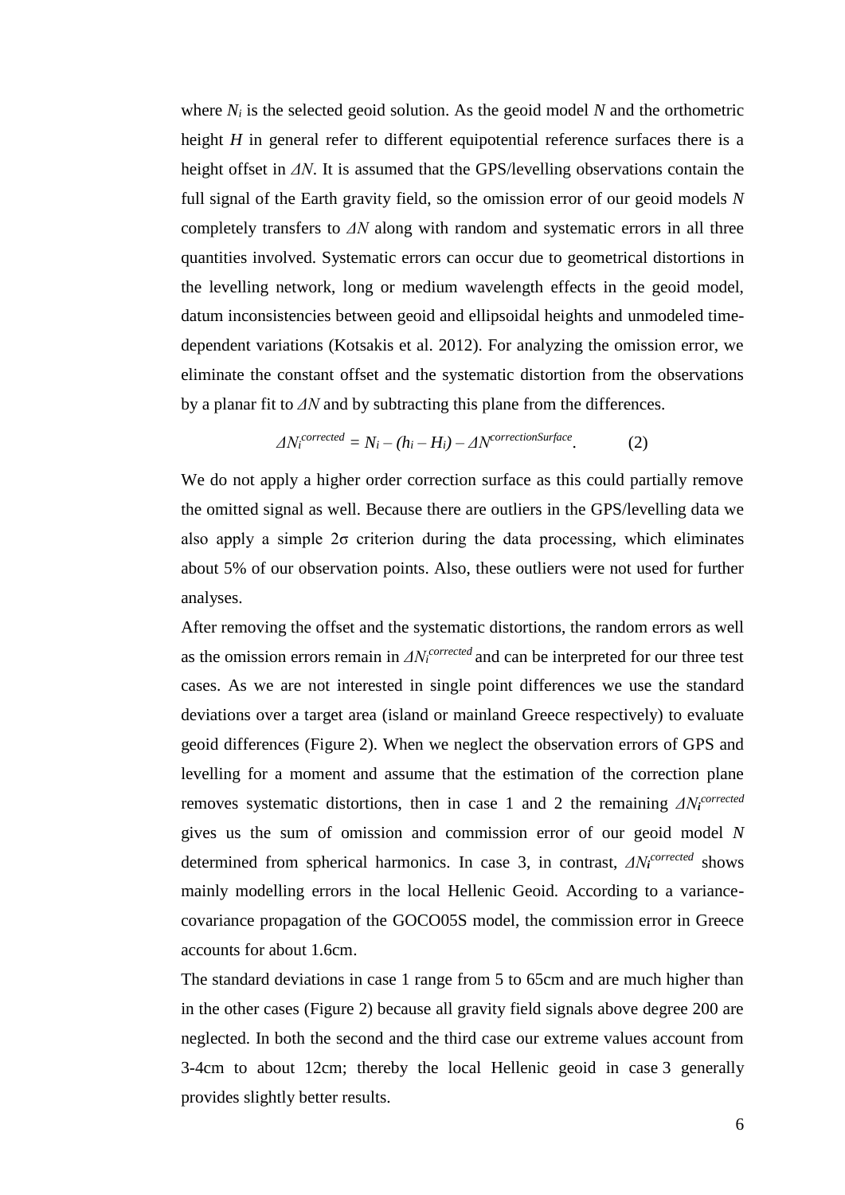where $N_i$ is the selected geoid solution. As the geoid model $N$ and the orthometric height $H$ in general refer to different equipotential reference surfaces there is a height offset in $\Delta N$. It is assumed that the GPS/levelling observations contain the full signal of the Earth gravity field, so the omission error of our geoid models $N$ completely transfers to $\Delta N$ along with random and systematic errors in all three quantities involved. Systematic errors can occur due to geometrical distortions in the levelling network, long or medium wavelength effects in the geoid model, datum inconsistencies between geoid and ellipsoidal heights and unmodeled time-dependent variations (Kotsakis et al. 2012). For analyzing the omission error, we eliminate the constant offset and the systematic distortion from the observations by a planar fit to $\Delta N$ and by subtracting this plane from the differences.

$$\Delta N_i^{corrected} = N_i - (h_i - H_i) - \Delta N^{correctionSurface}. \qquad (2)$$

We do not apply a higher order correction surface as this could partially remove the omitted signal as well. Because there are outliers in the GPS/levelling data we also apply a simple $2\sigma$ criterion during the data processing, which eliminates about 5% of our observation points. Also, these outliers were not used for further analyses.

After removing the offset and the systematic distortions, the random errors as well as the omission errors remain in $\Delta N_i^{corrected}$ and can be interpreted for our three test cases. As we are not interested in single point differences we use the standard deviations over a target area (island or mainland Greece respectively) to evaluate geoid differences (Figure 2). When we neglect the observation errors of GPS and levelling for a moment and assume that the estimation of the correction plane removes systematic distortions, then in case 1 and 2 the remaining $\Delta N_i^{corrected}$ gives us the sum of omission and commission error of our geoid model $N$ determined from spherical harmonics. In case 3, in contrast, $\Delta N_i^{corrected}$ shows mainly modelling errors in the local Hellenic Geoid. According to a variance-covariance propagation of the GOCO05S model, the commission error in Greece accounts for about 1.6cm.

The standard deviations in case 1 range from 5 to 65cm and are much higher than in the other cases (Figure 2) because all gravity field signals above degree 200 are neglected. In both the second and the third case our extreme values account from 3-4cm to about 12cm; thereby the local Hellenic geoid in case 3 generally provides slightly better results.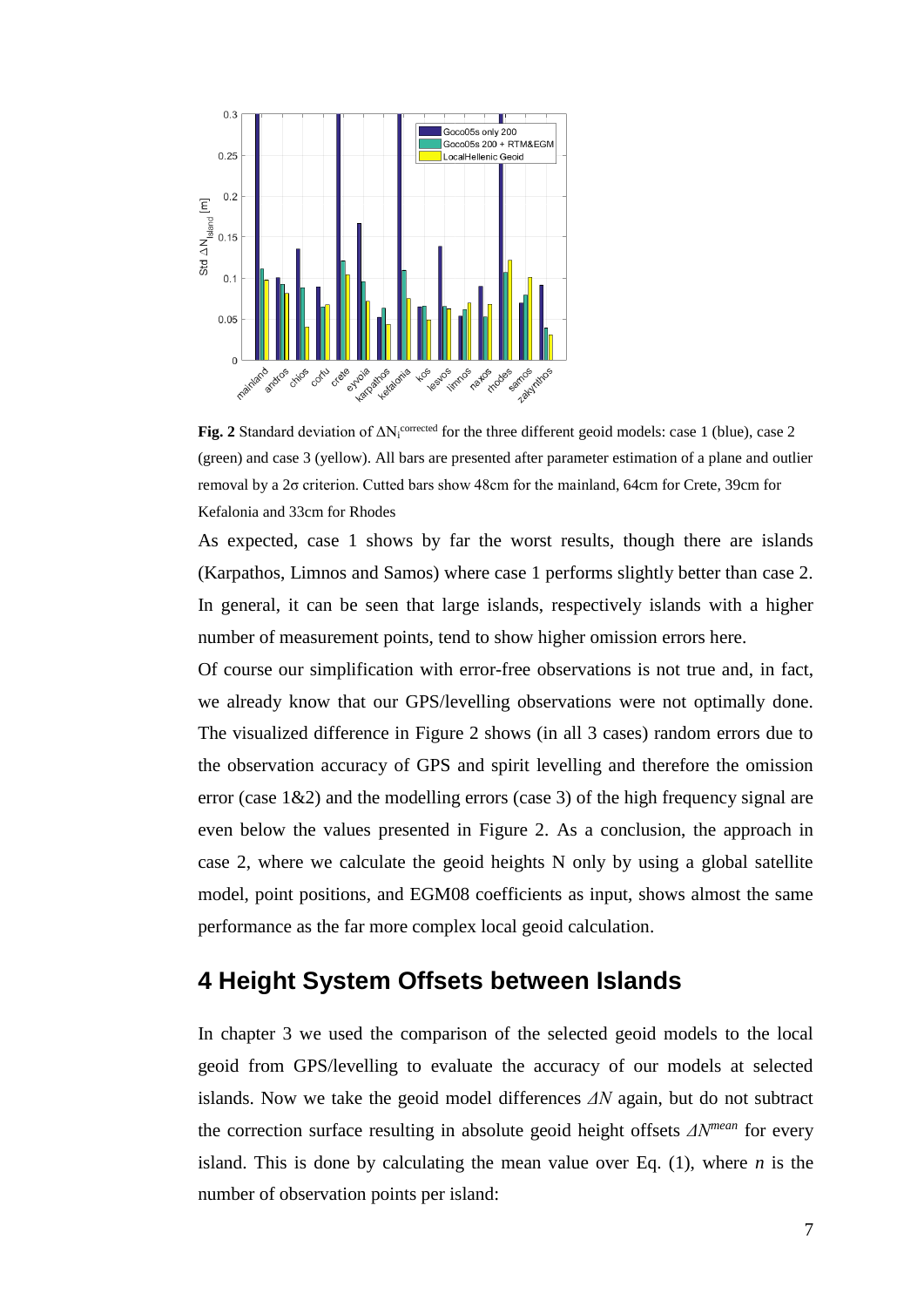**Fig. 2** Standard deviation of $\Delta N_i^{corrected}$ for the three different geoid models: case 1 (blue), case 2 (green) and case 3 (yellow). All bars are presented after parameter estimation of a plane and outlier removal by a 2σ criterion. Cutted bars show 48cm for the mainland, 64cm for Crete, 39cm for Kefalonia and 33cm for Rhodes

As expected, case 1 shows by far the worst results, though there are islands (Karpathos, Limnos and Samos) where case 1 performs slightly better than case 2. In general, it can be seen that large islands, respectively islands with a higher number of measurement points, tend to show higher omission errors here.

Of course our simplification with error-free observations is not true and, in fact, we already know that our GPS/levelling observations were not optimally done. The visualized difference in Figure 2 shows (in all 3 cases) random errors due to the observation accuracy of GPS and spirit levelling and therefore the omission error (case 1&2) and the modelling errors (case 3) of the high frequency signal are even below the values presented in Figure 2. As a conclusion, the approach in case 2, where we calculate the geoid heights N only by using a global satellite model, point positions, and EGM08 coefficients as input, shows almost the same performance as the far more complex local geoid calculation.

## 4 Height System Offsets between Islands

In chapter 3 we used the comparison of the selected geoid models to the local geoid from GPS/levelling to evaluate the accuracy of our models at selected islands. Now we take the geoid model differences $\Delta N$ again, but do not subtract the correction surface resulting in absolute geoid height offsets $\Delta N^{mean}$ for every island. This is done by calculating the mean value over Eq. (1), where $n$ is the number of observation points per island: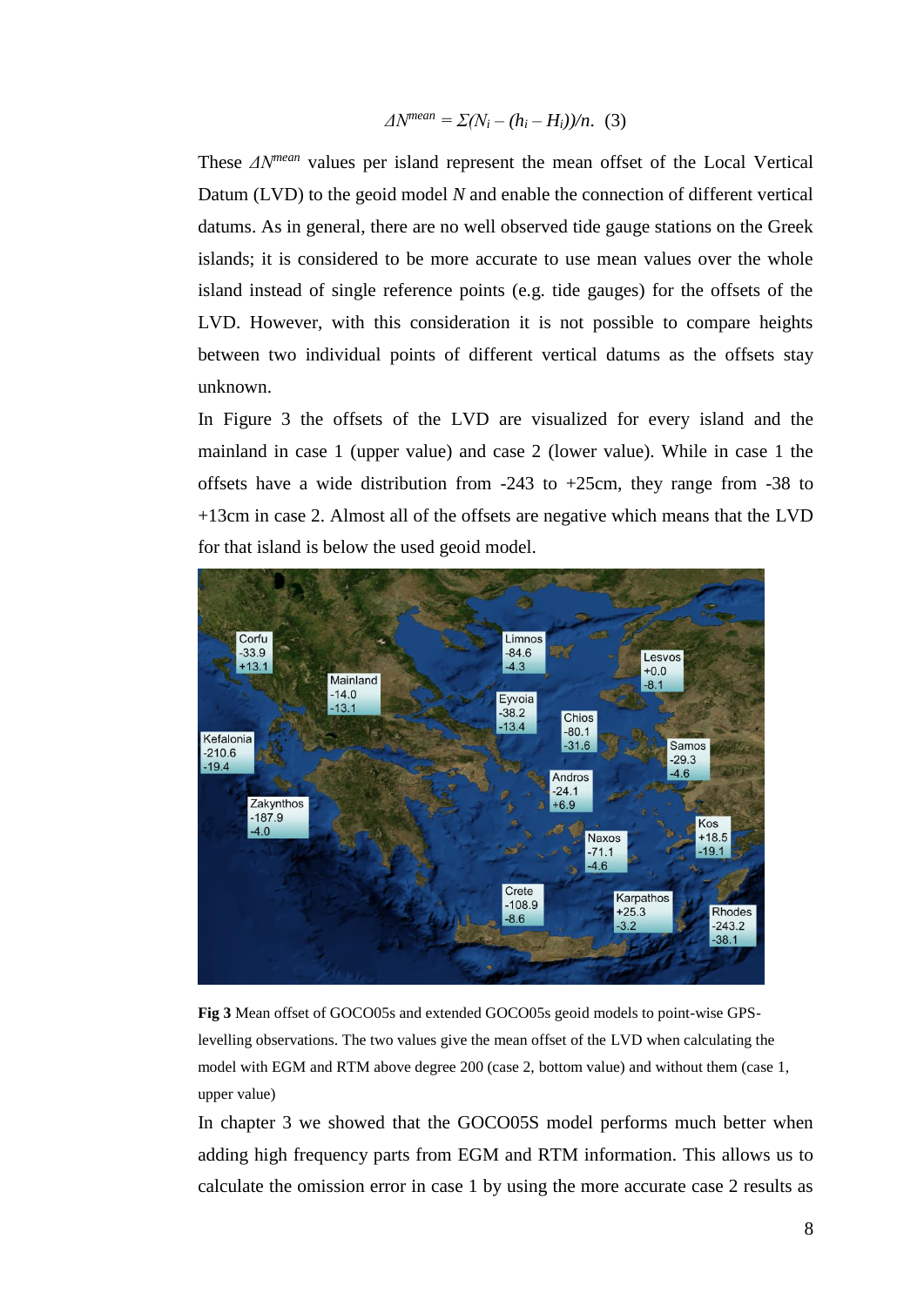$$\Delta N^{mean} = \Sigma(N_i - (h_i - H_i))/n. \quad (3)$$

These $\Delta N^{mean}$ values per island represent the mean offset of the Local Vertical Datum (LVD) to the geoid model $N$ and enable the connection of different vertical datums. As in general, there are no well observed tide gauge stations on the Greek islands; it is considered to be more accurate to use mean values over the whole island instead of single reference points (e.g. tide gauges) for the offsets of the LVD. However, with this consideration it is not possible to compare heights between two individual points of different vertical datums as the offsets stay unknown.

In Figure 3 the offsets of the LVD are visualized for every island and the mainland in case 1 (upper value) and case 2 (lower value). While in case 1 the offsets have a wide distribution from -243 to +25cm, they range from -38 to +13cm in case 2. Almost all of the offsets are negative which means that the LVD for that island is below the used geoid model.

**Fig 3** Mean offset of GOCO05s and extended GOCO05s geoid models to point-wise GPS-levelling observations. The two values give the mean offset of the LVD when calculating the model with EGM and RTM above degree 200 (case 2, bottom value) and without them (case 1, upper value)

In chapter 3 we showed that the GOCO05S model performs much better when adding high frequency parts from EGM and RTM information. This allows us to calculate the omission error in case 1 by using the more accurate case 2 results as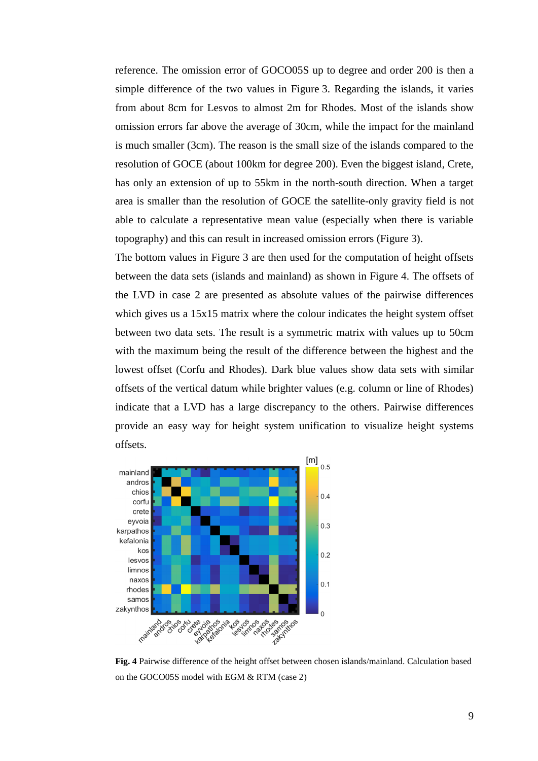reference. The omission error of GOCO05S up to degree and order 200 is then a simple difference of the two values in Figure 3. Regarding the islands, it varies from about 8cm for Lesvos to almost 2m for Rhodes. Most of the islands show omission errors far above the average of 30cm, while the impact for the mainland is much smaller (3cm). The reason is the small size of the islands compared to the resolution of GOCE (about 100km for degree 200). Even the biggest island, Crete, has only an extension of up to 55km in the north-south direction. When a target area is smaller than the resolution of GOCE the satellite-only gravity field is not able to calculate a representative mean value (especially when there is variable topography) and this can result in increased omission errors (Figure 3).

The bottom values in Figure 3 are then used for the computation of height offsets between the data sets (islands and mainland) as shown in Figure 4. The offsets of the LVD in case 2 are presented as absolute values of the pairwise differences which gives us a 15x15 matrix where the colour indicates the height system offset between two data sets. The result is a symmetric matrix with values up to 50cm with the maximum being the result of the difference between the highest and the lowest offset (Corfu and Rhodes). Dark blue values show data sets with similar offsets of the vertical datum while brighter values (e.g. column or line of Rhodes) indicate that a LVD has a large discrepancy to the others. Pairwise differences provide an easy way for height system unification to visualize height systems offsets.

**Fig. 4** Pairwise difference of the height offset between chosen islands/mainland. Calculation based on the GOCO05S model with EGM & RTM (case 2)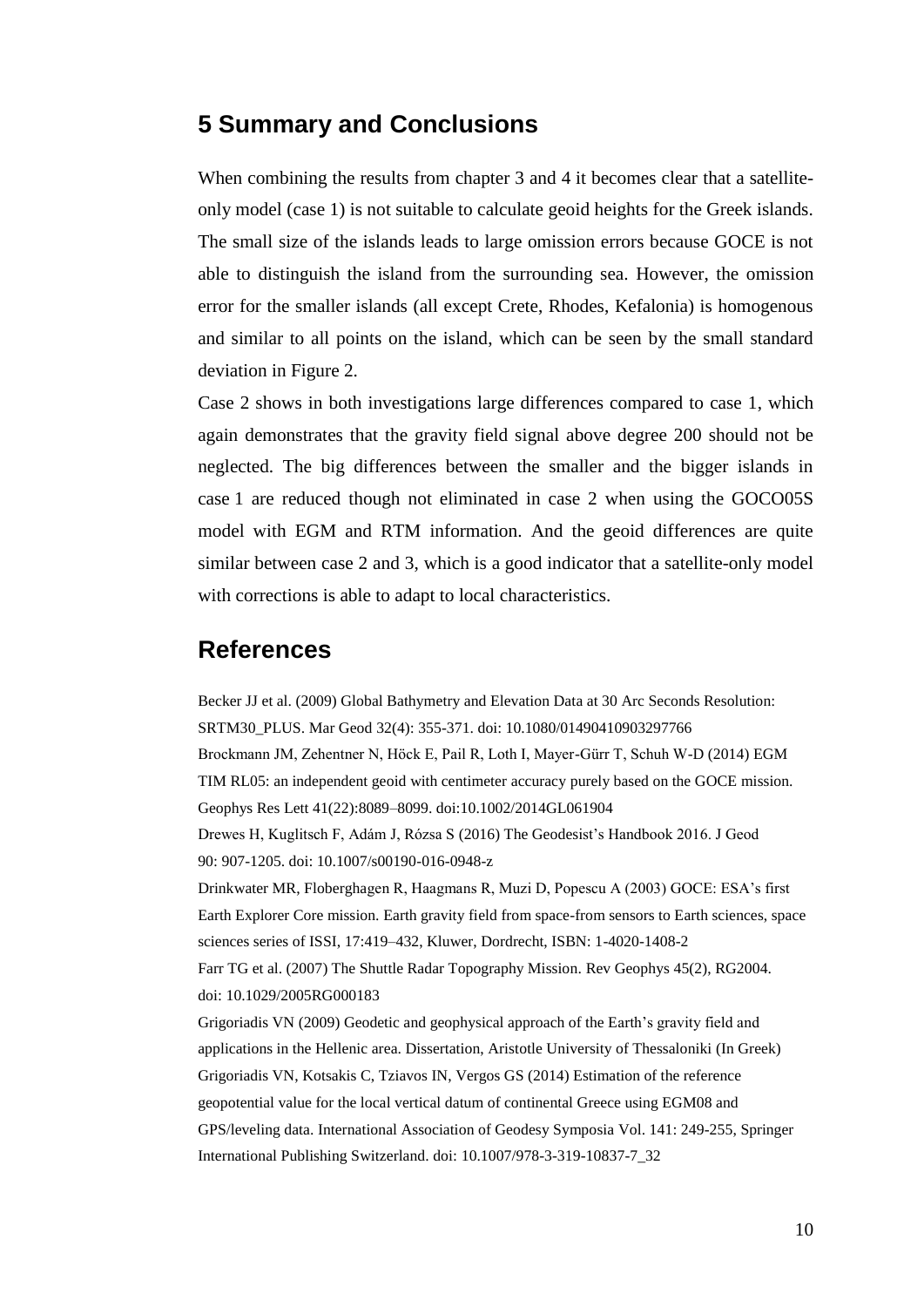## 5 Summary and Conclusions

When combining the results from chapter 3 and 4 it becomes clear that a satellite-only model (case 1) is not suitable to calculate geoid heights for the Greek islands. The small size of the islands leads to large omission errors because GOCE is not able to distinguish the island from the surrounding sea. However, the omission error for the smaller islands (all except Crete, Rhodes, Kefalonia) is homogenous and similar to all points on the island, which can be seen by the small standard deviation in Figure 2.

Case 2 shows in both investigations large differences compared to case 1, which again demonstrates that the gravity field signal above degree 200 should not be neglected. The big differences between the smaller and the bigger islands in case 1 are reduced though not eliminated in case 2 when using the GOCO05S model with EGM and RTM information. And the geoid differences are quite similar between case 2 and 3, which is a good indicator that a satellite-only model with corrections is able to adapt to local characteristics.

## References

Becker JJ et al. (2009) Global Bathymetry and Elevation Data at 30 Arc Seconds Resolution: SRTM30_PLUS. Mar Geod 32(4): 355-371. doi: 10.1080/01490410903297766

Brockmann JM, Zehentner N, Höck E, Pail R, Loth I, Mayer-Gürr T, Schuh W-D (2014) EGM TIM RL05: an independent geoid with centimeter accuracy purely based on the GOCE mission. Geophys Res Lett 41(22):8089–8099. doi:10.1002/2014GL061904

Drewes H, Kuglitsch F, Adám J, Rózsa S (2016) The Geodesist's Handbook 2016. J Geod 90: 907-1205. doi: 10.1007/s00190-016-0948-z

Drinkwater MR, Floberghagen R, Haagmans R, Muzi D, Popescu A (2003) GOCE: ESA's first Earth Explorer Core mission. Earth gravity field from space-from sensors to Earth sciences, space sciences series of ISSI, 17:419–432, Kluwer, Dordrecht, ISBN: 1-4020-1408-2

Farr TG et al. (2007) The Shuttle Radar Topography Mission. Rev Geophys 45(2), RG2004. doi: 10.1029/2005RG000183

Grigoriadis VN (2009) Geodetic and geophysical approach of the Earth's gravity field and applications in the Hellenic area. Dissertation, Aristotle University of Thessaloniki (In Greek)

Grigoriadis VN, Kotsakis C, Tziavos IN, Vergos GS (2014) Estimation of the reference geopotential value for the local vertical datum of continental Greece using EGM08 and GPS/leveling data. International Association of Geodesy Symposia Vol. 141: 249-255, Springer International Publishing Switzerland. doi: 10.1007/978-3-319-10837-7_32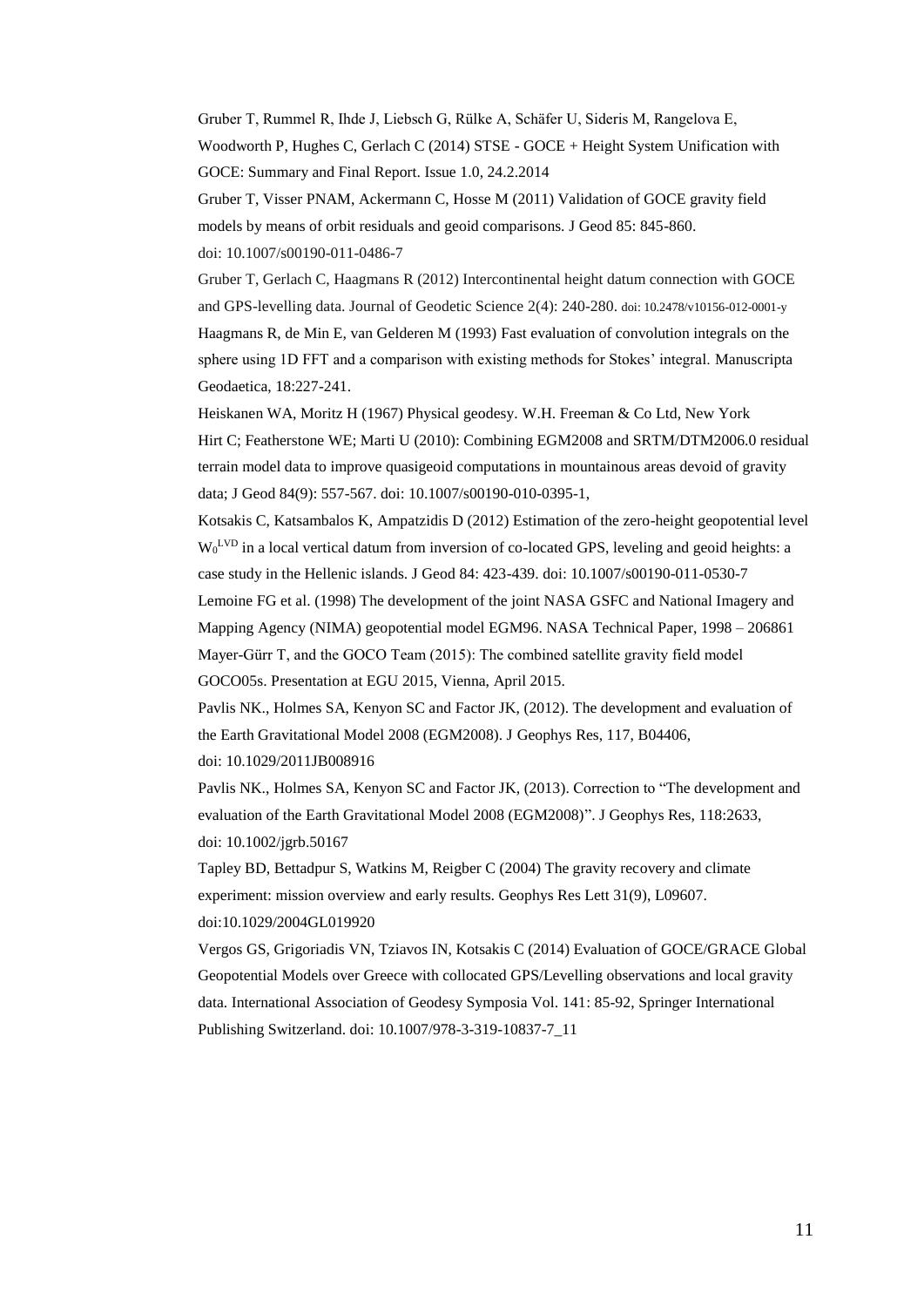Gruber T, Rummel R, Ihde J, Liebsch G, Rülke A, Schäfer U, Sideris M, Rangelova E, Woodworth P, Hughes C, Gerlach C (2014) STSE - GOCE + Height System Unification with GOCE: Summary and Final Report. Issue 1.0, 24.2.2014

Gruber T, Visser PNAM, Ackermann C, Hosse M (2011) Validation of GOCE gravity field models by means of orbit residuals and geoid comparisons. J Geod 85: 845-860. doi: 10.1007/s00190-011-0486-7

Gruber T, Gerlach C, Haagmans R (2012) Intercontinental height datum connection with GOCE and GPS-levelling data. Journal of Geodetic Science 2(4): 240-280. doi: 10.2478/v10156-012-0001-y

Haagmans R, de Min E, van Gelderen M (1993) Fast evaluation of convolution integrals on the sphere using 1D FFT and a comparison with existing methods for Stokes' integral. Manuscripta Geodaetica, 18:227-241.

Heiskanen WA, Moritz H (1967) Physical geodesy. W.H. Freeman & Co Ltd, New York

Hirt C; Featherstone WE; Marti U (2010): Combining EGM2008 and SRTM/DTM2006.0 residual terrain model data to improve quasigeoid computations in mountainous areas devoid of gravity data; J Geod 84(9): 557-567. doi: 10.1007/s00190-010-0395-1,

Kotsakis C, Katsambalos K, Ampatzidis D (2012) Estimation of the zero-height geopotential level $W_0^{LVD}$ in a local vertical datum from inversion of co-located GPS, leveling and geoid heights: a case study in the Hellenic islands. J Geod 84: 423-439. doi: 10.1007/s00190-011-0530-7

Lemoine FG et al. (1998) The development of the joint NASA GSFC and National Imagery and Mapping Agency (NIMA) geopotential model EGM96. NASA Technical Paper, 1998 – 206861

Mayer-Gürr T, and the GOCO Team (2015): The combined satellite gravity field model GOCO05s. Presentation at EGU 2015, Vienna, April 2015.

Pavlis NK., Holmes SA, Kenyon SC and Factor JK, (2012). The development and evaluation of the Earth Gravitational Model 2008 (EGM2008). J Geophys Res, 117, B04406, doi: 10.1029/2011JB008916

Pavlis NK., Holmes SA, Kenyon SC and Factor JK, (2013). Correction to "The development and evaluation of the Earth Gravitational Model 2008 (EGM2008)". J Geophys Res, 118:2633, doi: 10.1002/jgrb.50167

Tapley BD, Bettadpur S, Watkins M, Reigber C (2004) The gravity recovery and climate experiment: mission overview and early results. Geophys Res Lett 31(9), L09607. doi:10.1029/2004GL019920

Vergos GS, Grigoriadis VN, Tziavos IN, Kotsakis C (2014) Evaluation of GOCE/GRACE Global Geopotential Models over Greece with collocated GPS/Levelling observations and local gravity data. International Association of Geodesy Symposia Vol. 141: 85-92, Springer International Publishing Switzerland. doi: 10.1007/978-3-319-10837-7_11